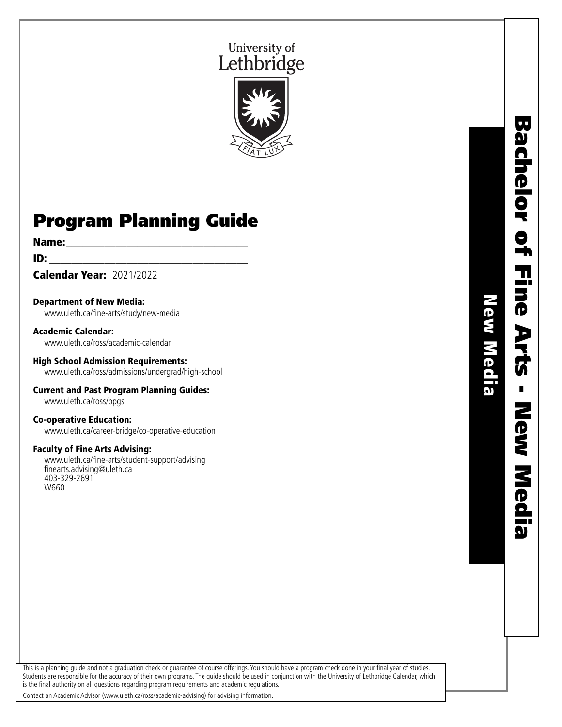University of Lethbridge

FIAT LUX

# Program Planning Guide

**Name:**\_\_\_\_\_\_\_\_\_\_\_\_\_\_\_\_\_\_\_\_\_\_\_\_\_\_\_\_\_\_\_\_

**ID:** \_\_\_\_\_\_\_\_\_\_\_\_\_\_\_\_\_\_\_\_\_\_\_\_\_\_\_\_\_\_\_\_

**Calendar Year:** 2021/2022

**Department of New Media:**
www.uleth.ca/fine-arts/study/new-media

**Academic Calendar:**
www.uleth.ca/ross/academic-calendar

**High School Admission Requirements:**
www.uleth.ca/ross/admissions/undergrad/high-school

**Current and Past Program Planning Guides:**
www.uleth.ca/ross/ppgs

**Co-operative Education:**
www.uleth.ca/career-bridge/co-operative-education

**Faculty of Fine Arts Advising:**
www.uleth.ca/fine-arts/student-support/advising
finearts.advising@uleth.ca
403-329-2691
W660

## Bachelor of Fine Arts - New Media

### New Media

This is a planning guide and not a graduation check or guarantee of course offerings. You should have a program check done in your final year of studies. Students are responsible for the accuracy of their own programs. The guide should be used in conjunction with the University of Lethbridge Calendar, which is the final authority on all questions regarding program requirements and academic regulations.

Contact an Academic Advisor (www.uleth.ca/ross/academic-advising) for advising information.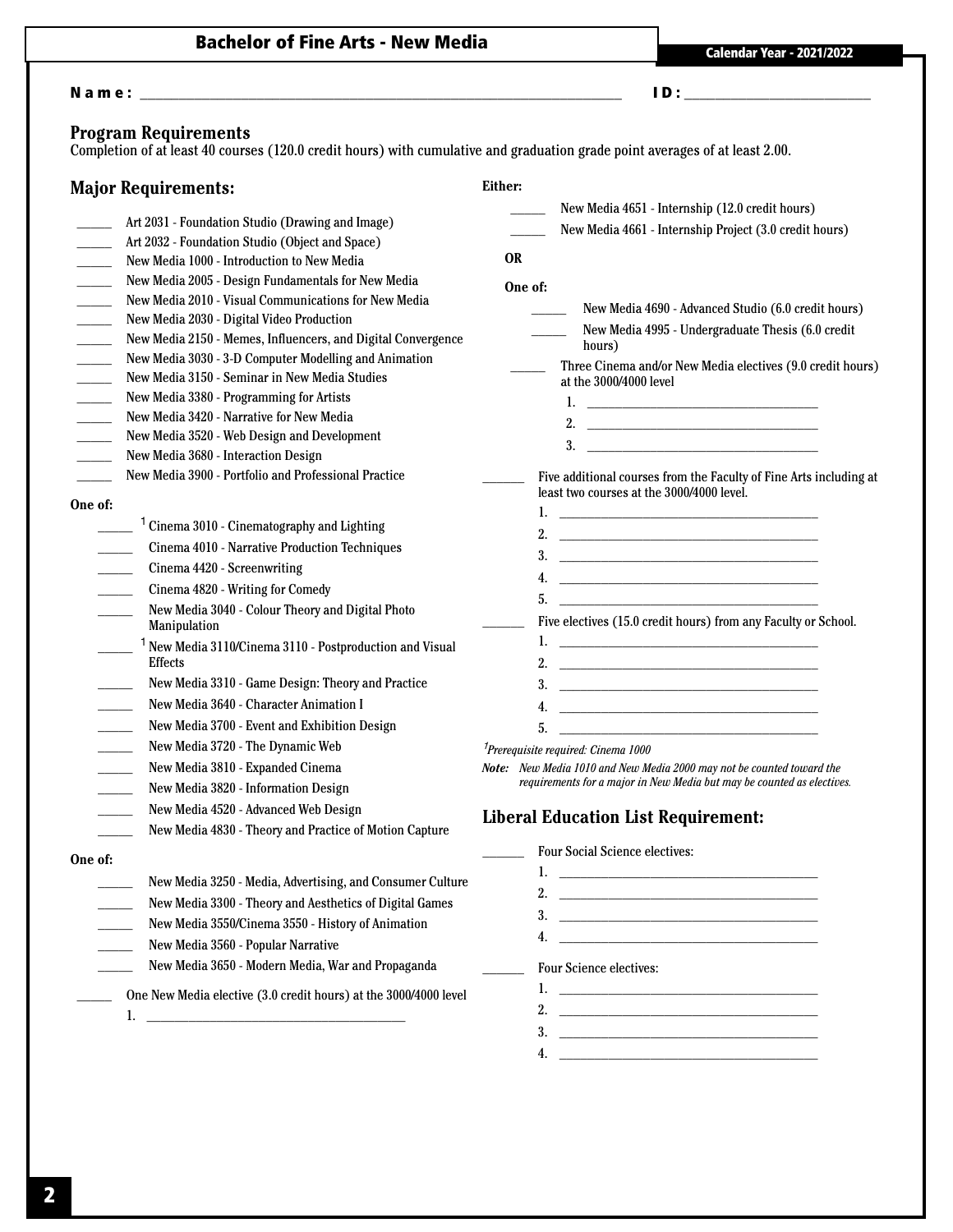# Bachelor of Fine Arts - New Media

Calendar Year - 2021/2022

**Name:** ______________________________ **ID:** ______________

## Program Requirements

Completion of at least 40 courses (120.0 credit hours) with cumulative and graduation grade point averages of at least 2.00.

## Major Requirements:

- _____ Art 2031 - Foundation Studio (Drawing and Image)
- _____ Art 2032 - Foundation Studio (Object and Space)
- _____ New Media 1000 - Introduction to New Media
- _____ New Media 2005 - Design Fundamentals for New Media
- _____ New Media 2010 - Visual Communications for New Media
- _____ New Media 2030 - Digital Video Production
- _____ New Media 2150 - Memes, Influencers, and Digital Convergence
- _____ New Media 3030 - 3-D Computer Modelling and Animation
- _____ New Media 3150 - Seminar in New Media Studies
- _____ New Media 3380 - Programming for Artists
- _____ New Media 3420 - Narrative for New Media
- _____ New Media 3520 - Web Design and Development
- _____ New Media 3680 - Interaction Design
- _____ New Media 3900 - Portfolio and Professional Practice

**One of:**

- _____ [1] Cinema 3010 - Cinematography and Lighting
- _____ Cinema 4010 - Narrative Production Techniques
- _____ Cinema 4420 - Screenwriting
- _____ Cinema 4820 - Writing for Comedy
- _____ New Media 3040 - Colour Theory and Digital Photo Manipulation
- _____ [1] New Media 3110/Cinema 3110 - Postproduction and Visual Effects
- _____ New Media 3310 - Game Design: Theory and Practice
- _____ New Media 3640 - Character Animation I
- _____ New Media 3700 - Event and Exhibition Design
- _____ New Media 3720 - The Dynamic Web
- _____ New Media 3810 - Expanded Cinema
- _____ New Media 3820 - Information Design
- _____ New Media 4520 - Advanced Web Design
- _____ New Media 4830 - Theory and Practice of Motion Capture

**One of:**

- _____ New Media 3250 - Media, Advertising, and Consumer Culture
- _____ New Media 3300 - Theory and Aesthetics of Digital Games
- _____ New Media 3550/Cinema 3550 - History of Animation
- _____ New Media 3560 - Popular Narrative
- _____ New Media 3650 - Modern Media, War and Propaganda

_____ One New Media elective (3.0 credit hours) at the 3000/4000 level

1. ______________________

**Either:**

- _____ New Media 4651 - Internship (12.0 credit hours)
- _____ New Media 4661 - Internship Project (3.0 credit hours)

**OR**

**One of:**

- _____ New Media 4690 - Advanced Studio (6.0 credit hours)
- _____ New Media 4995 - Undergraduate Thesis (6.0 credit hours)

_____ Three Cinema and/or New Media electives (9.0 credit hours) at the 3000/4000 level

1. ______________________
2. ______________________
3. ______________________

_____ Five additional courses from the Faculty of Fine Arts including at least two courses at the 3000/4000 level.

1. ______________________
2. ______________________
3. ______________________
4. ______________________
5. ______________________

_____ Five electives (15.0 credit hours) from any Faculty or School.

1. ______________________
2. ______________________
3. ______________________
4. ______________________
5. ______________________

*[1] Prerequisite required: Cinema 1000*

***Note:*** *New Media 1010 and New Media 2000 may not be counted toward the requirements for a major in New Media but may be counted as electives.*

## Liberal Education List Requirement:

_____ Four Social Science electives:

1. ______________________
2. ______________________
3. ______________________
4. ______________________

_____ Four Science electives:

1. ______________________
2. ______________________
3. ______________________
4. ______________________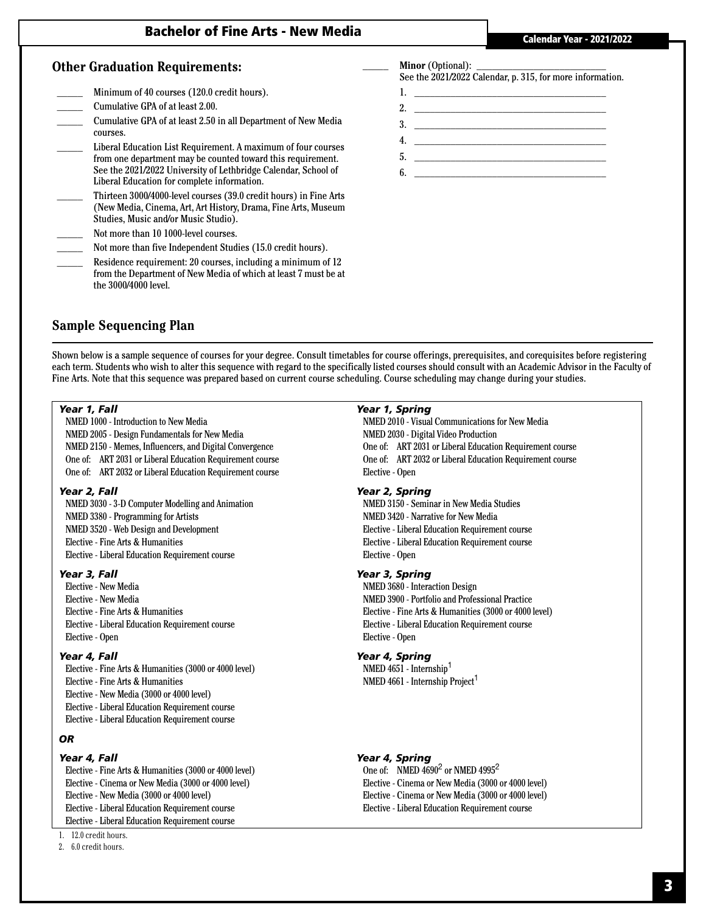# Bachelor of Fine Arts - New Media

Calendar Year - 2021/2022

## Other Graduation Requirements:

- ______ Minimum of 40 courses (120.0 credit hours).
- ______ Cumulative GPA of at least 2.00.
- ______ Cumulative GPA of at least 2.50 in all Department of New Media courses.
- ______ Liberal Education List Requirement. A maximum of four courses from one department may be counted toward this requirement. See the 2021/2022 University of Lethbridge Calendar, School of Liberal Education for complete information.
- ______ Thirteen 3000/4000-level courses (39.0 credit hours) in Fine Arts (New Media, Cinema, Art, Art History, Drama, Fine Arts, Museum Studies, Music and/or Music Studio).
- ______ Not more than 10 1000-level courses.
- ______ Not more than five Independent Studies (15.0 credit hours).
- ______ Residence requirement: 20 courses, including a minimum of 12 from the Department of New Media of which at least 7 must be at the 3000/4000 level.

______ **Minor** (Optional): ____________________
See the 2021/2022 Calendar, p. 315, for more information.

1. ____________________
2. ____________________
3. ____________________
4. ____________________
5. ____________________
6. ____________________

## Sample Sequencing Plan

Shown below is a sample sequence of courses for your degree. Consult timetables for course offerings, prerequisites, and corequisites before registering each term. Students who wish to alter this sequence with regard to the specifically listed courses should consult with an Academic Advisor in the Faculty of Fine Arts. Note that this sequence was prepared based on current course scheduling. Course scheduling may change during your studies.

***Year 1, Fall***
- NMED 1000 - Introduction to New Media
- NMED 2005 - Design Fundamentals for New Media
- NMED 2150 - Memes, Influencers, and Digital Convergence
- One of: ART 2031 or Liberal Education Requirement course
- One of: ART 2032 or Liberal Education Requirement course

***Year 1, Spring***
- NMED 2010 - Visual Communications for New Media
- NMED 2030 - Digital Video Production
- One of: ART 2031 or Liberal Education Requirement course
- One of: ART 2032 or Liberal Education Requirement course
- Elective - Open

***Year 2, Fall***
- NMED 3030 - 3-D Computer Modelling and Animation
- NMED 3380 - Programming for Artists
- NMED 3520 - Web Design and Development
- Elective - Fine Arts & Humanities
- Elective - Liberal Education Requirement course

***Year 2, Spring***
- NMED 3150 - Seminar in New Media Studies
- NMED 3420 - Narrative for New Media
- Elective - Liberal Education Requirement course
- Elective - Liberal Education Requirement course
- Elective - Open

***Year 3, Fall***
- Elective - New Media
- Elective - New Media
- Elective - Fine Arts & Humanities
- Elective - Liberal Education Requirement course
- Elective - Open

***Year 3, Spring***
- NMED 3680 - Interaction Design
- NMED 3900 - Portfolio and Professional Practice
- Elective - Fine Arts & Humanities (3000 or 4000 level)
- Elective - Liberal Education Requirement course
- Elective - Open

***Year 4, Fall***
- Elective - Fine Arts & Humanities (3000 or 4000 level)
- Elective - Fine Arts & Humanities
- Elective - New Media (3000 or 4000 level)
- Elective - Liberal Education Requirement course
- Elective - Liberal Education Requirement course

***Year 4, Spring***
- NMED 4651 - Internship[1]
- NMED 4661 - Internship Project[1]

***OR***

***Year 4, Fall***
- Elective - Fine Arts & Humanities (3000 or 4000 level)
- Elective - Cinema or New Media (3000 or 4000 level)
- Elective - New Media (3000 or 4000 level)
- Elective - Liberal Education Requirement course
- Elective - Liberal Education Requirement course

***Year 4, Spring***
- One of: NMED 4690[2] or NMED 4995[2]
- Elective - Cinema or New Media (3000 or 4000 level)
- Elective - Cinema or New Media (3000 or 4000 level)
- Elective - Liberal Education Requirement course

1. 12.0 credit hours.
2. 6.0 credit hours.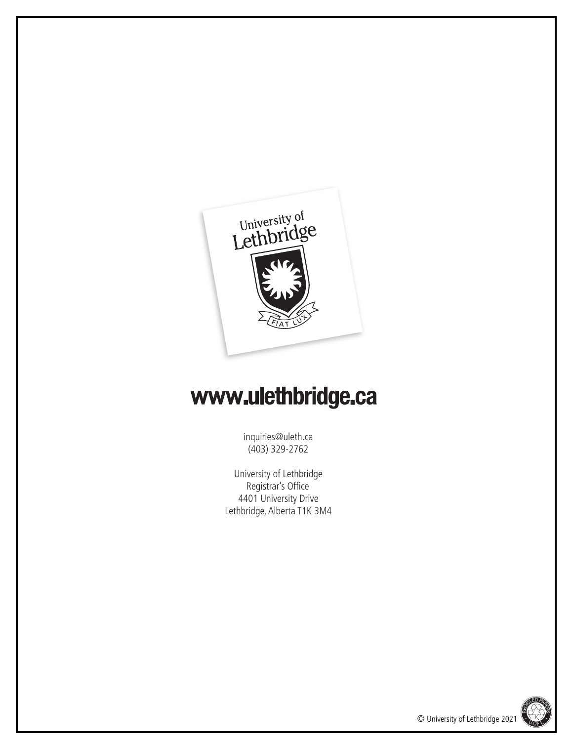University of Lethbridge

FIAT LUX

# www.ulethbridge.ca

inquiries@uleth.ca
(403) 329-2762

University of Lethbridge
Registrar's Office
4401 University Drive
Lethbridge, Alberta T1K 3M4

© University of Lethbridge 2021